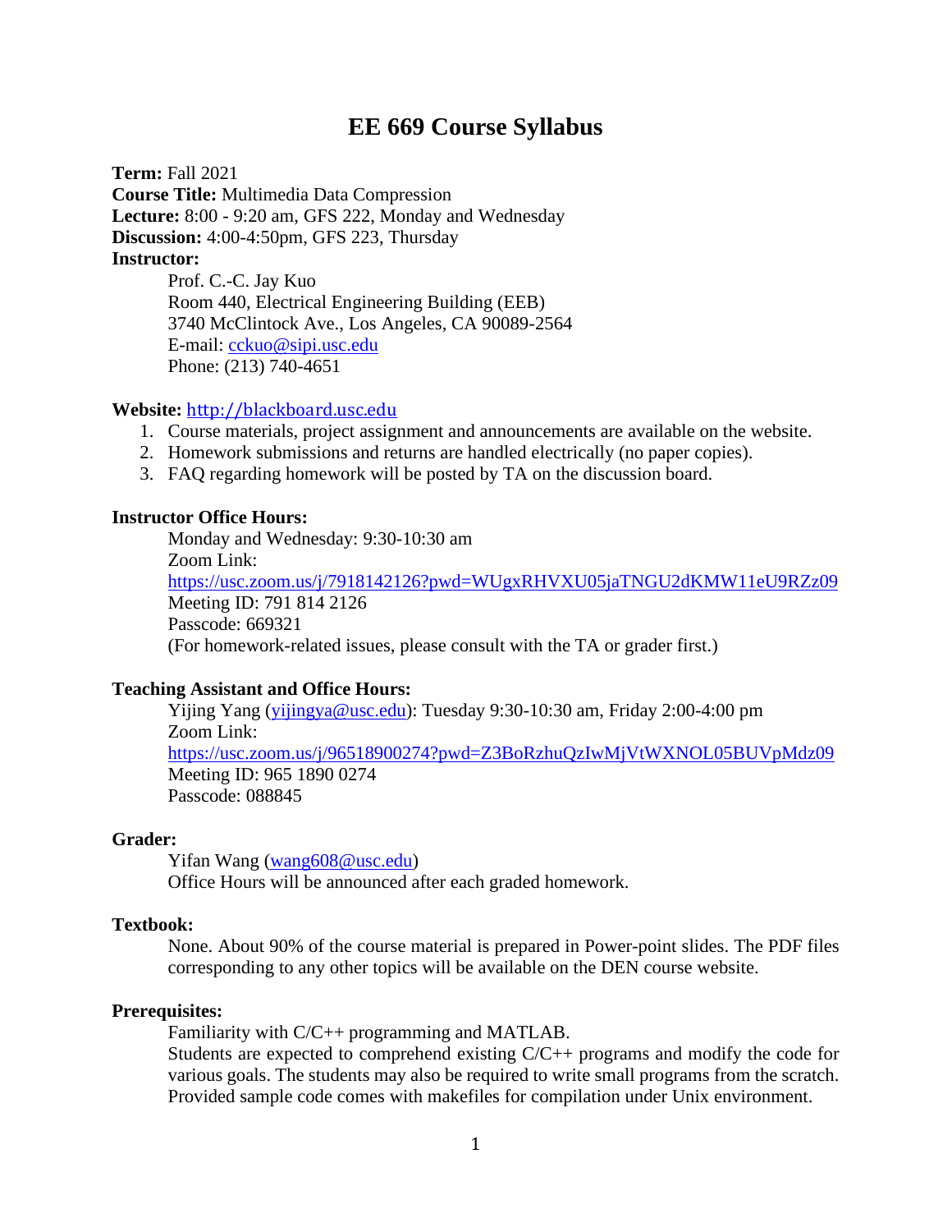# EE 669 Course Syllabus

**Term:** Fall 2021
**Course Title:** Multimedia Data Compression
**Lecture:** 8:00 - 9:20 am, GFS 222, Monday and Wednesday
**Discussion:** 4:00-4:50pm, GFS 223, Thursday
**Instructor:**

Prof. C.-C. Jay Kuo
Room 440, Electrical Engineering Building (EEB)
3740 McClintock Ave., Los Angeles, CA 90089-2564
E-mail: cckuo@sipi.usc.edu
Phone: (213) 740-4651

**Website:** http://blackboard.usc.edu

1. Course materials, project assignment and announcements are available on the website.
2. Homework submissions and returns are handled electrically (no paper copies).
3. FAQ regarding homework will be posted by TA on the discussion board.

**Instructor Office Hours:**

Monday and Wednesday: 9:30-10:30 am
Zoom Link:
https://usc.zoom.us/j/7918142126?pwd=WUgxRHVXU05jaTNGU2dKMW11eU9RZz09
Meeting ID: 791 814 2126
Passcode: 669321
(For homework-related issues, please consult with the TA or grader first.)

**Teaching Assistant and Office Hours:**

Yijing Yang (yijingya@usc.edu): Tuesday 9:30-10:30 am, Friday 2:00-4:00 pm
Zoom Link:
https://usc.zoom.us/j/96518900274?pwd=Z3BoRzhuQzIwMjVtWXNOL05BUVpMdz09
Meeting ID: 965 1890 0274
Passcode: 088845

**Grader:**

Yifan Wang (wang608@usc.edu)
Office Hours will be announced after each graded homework.

**Textbook:**

None. About 90% of the course material is prepared in Power-point slides. The PDF files corresponding to any other topics will be available on the DEN course website.

**Prerequisites:**

Familiarity with C/C++ programming and MATLAB.
Students are expected to comprehend existing C/C++ programs and modify the code for various goals. The students may also be required to write small programs from the scratch. Provided sample code comes with makefiles for compilation under Unix environment.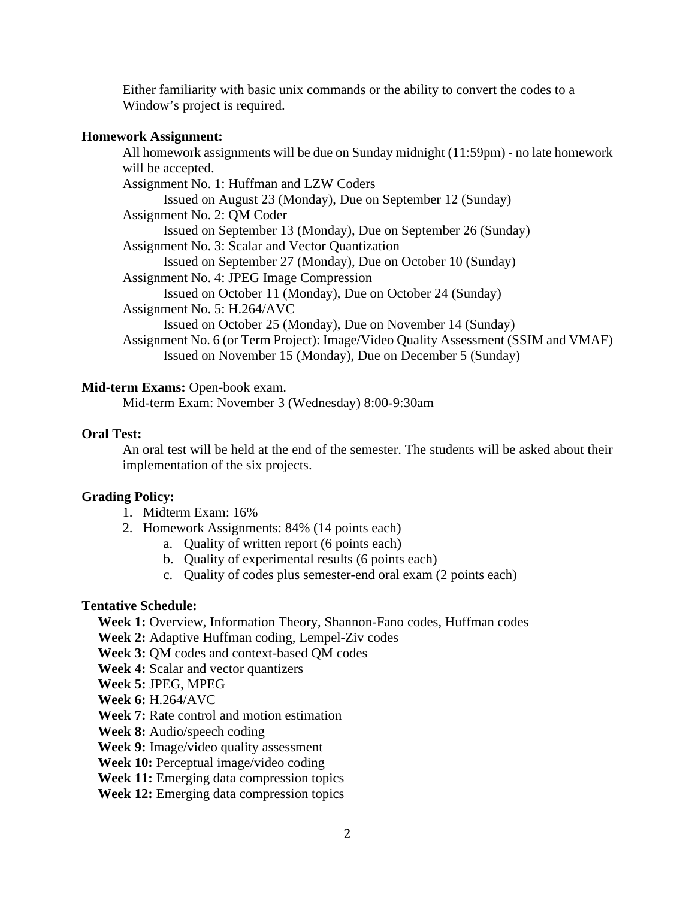Either familiarity with basic unix commands or the ability to convert the codes to a Window's project is required.

**Homework Assignment:**

All homework assignments will be due on Sunday midnight (11:59pm) - no late homework will be accepted.

Assignment No. 1: Huffman and LZW Coders
Issued on August 23 (Monday), Due on September 12 (Sunday)

Assignment No. 2: QM Coder
Issued on September 13 (Monday), Due on September 26 (Sunday)

Assignment No. 3: Scalar and Vector Quantization
Issued on September 27 (Monday), Due on October 10 (Sunday)

Assignment No. 4: JPEG Image Compression
Issued on October 11 (Monday), Due on October 24 (Sunday)

Assignment No. 5: H.264/AVC
Issued on October 25 (Monday), Due on November 14 (Sunday)

Assignment No. 6 (or Term Project): Image/Video Quality Assessment (SSIM and VMAF)
Issued on November 15 (Monday), Due on December 5 (Sunday)

**Mid-term Exams:** Open-book exam.

Mid-term Exam: November 3 (Wednesday) 8:00-9:30am

**Oral Test:**

An oral test will be held at the end of the semester. The students will be asked about their implementation of the six projects.

**Grading Policy:**

1. Midterm Exam: 16%
2. Homework Assignments: 84% (14 points each)
   a. Quality of written report (6 points each)
   b. Quality of experimental results (6 points each)
   c. Quality of codes plus semester-end oral exam (2 points each)

**Tentative Schedule:**

**Week 1:** Overview, Information Theory, Shannon-Fano codes, Huffman codes
**Week 2:** Adaptive Huffman coding, Lempel-Ziv codes
**Week 3:** QM codes and context-based QM codes
**Week 4:** Scalar and vector quantizers
**Week 5:** JPEG, MPEG
**Week 6:** H.264/AVC
**Week 7:** Rate control and motion estimation
**Week 8:** Audio/speech coding
**Week 9:** Image/video quality assessment
**Week 10:** Perceptual image/video coding
**Week 11:** Emerging data compression topics
**Week 12:** Emerging data compression topics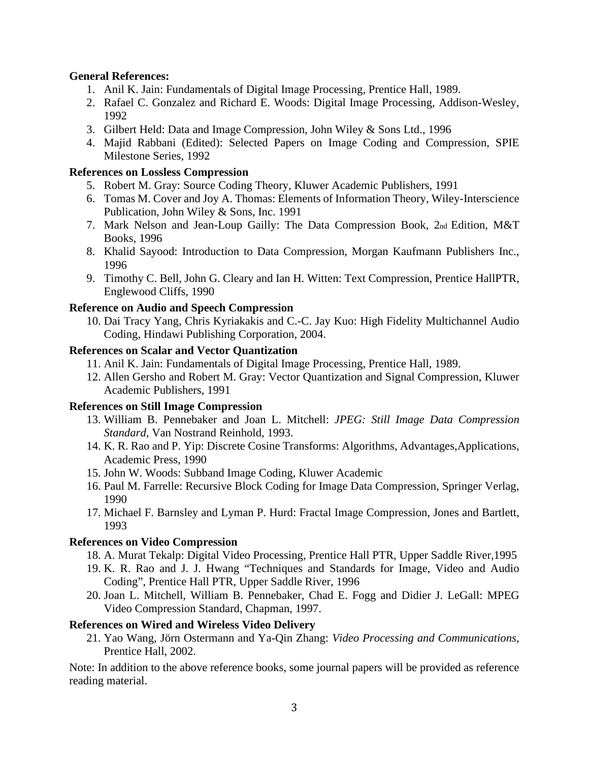**General References:**

1. Anil K. Jain: Fundamentals of Digital Image Processing, Prentice Hall, 1989.
2. Rafael C. Gonzalez and Richard E. Woods: Digital Image Processing, Addison-Wesley, 1992
3. Gilbert Held: Data and Image Compression, John Wiley & Sons Ltd., 1996
4. Majid Rabbani (Edited): Selected Papers on Image Coding and Compression, SPIE Milestone Series, 1992

**References on Lossless Compression**

5. Robert M. Gray: Source Coding Theory, Kluwer Academic Publishers, 1991
6. Tomas M. Cover and Joy A. Thomas: Elements of Information Theory, Wiley-Interscience Publication, John Wiley & Sons, Inc. 1991
7. Mark Nelson and Jean-Loup Gailly: The Data Compression Book, 2nd Edition, M&T Books, 1996
8. Khalid Sayood: Introduction to Data Compression, Morgan Kaufmann Publishers Inc., 1996
9. Timothy C. Bell, John G. Cleary and Ian H. Witten: Text Compression, Prentice HallPTR, Englewood Cliffs, 1990

**Reference on Audio and Speech Compression**

10. Dai Tracy Yang, Chris Kyriakakis and C.-C. Jay Kuo: High Fidelity Multichannel Audio Coding, Hindawi Publishing Corporation, 2004.

**References on Scalar and Vector Quantization**

11. Anil K. Jain: Fundamentals of Digital Image Processing, Prentice Hall, 1989.
12. Allen Gersho and Robert M. Gray: Vector Quantization and Signal Compression, Kluwer Academic Publishers, 1991

**References on Still Image Compression**

13. William B. Pennebaker and Joan L. Mitchell: *JPEG: Still Image Data Compression Standard*, Van Nostrand Reinhold, 1993.
14. K. R. Rao and P. Yip: Discrete Cosine Transforms: Algorithms, Advantages,Applications, Academic Press, 1990
15. John W. Woods: Subband Image Coding, Kluwer Academic
16. Paul M. Farrelle: Recursive Block Coding for Image Data Compression, Springer Verlag, 1990
17. Michael F. Barnsley and Lyman P. Hurd: Fractal Image Compression, Jones and Bartlett, 1993

**References on Video Compression**

18. A. Murat Tekalp: Digital Video Processing, Prentice Hall PTR, Upper Saddle River,1995
19. K. R. Rao and J. J. Hwang "Techniques and Standards for Image, Video and Audio Coding", Prentice Hall PTR, Upper Saddle River, 1996
20. Joan L. Mitchell, William B. Pennebaker, Chad E. Fogg and Didier J. LeGall: MPEG Video Compression Standard, Chapman, 1997.

**References on Wired and Wireless Video Delivery**

21. Yao Wang, Jörn Ostermann and Ya-Qin Zhang: *Video Processing and Communications*, Prentice Hall, 2002.

Note: In addition to the above reference books, some journal papers will be provided as reference reading material.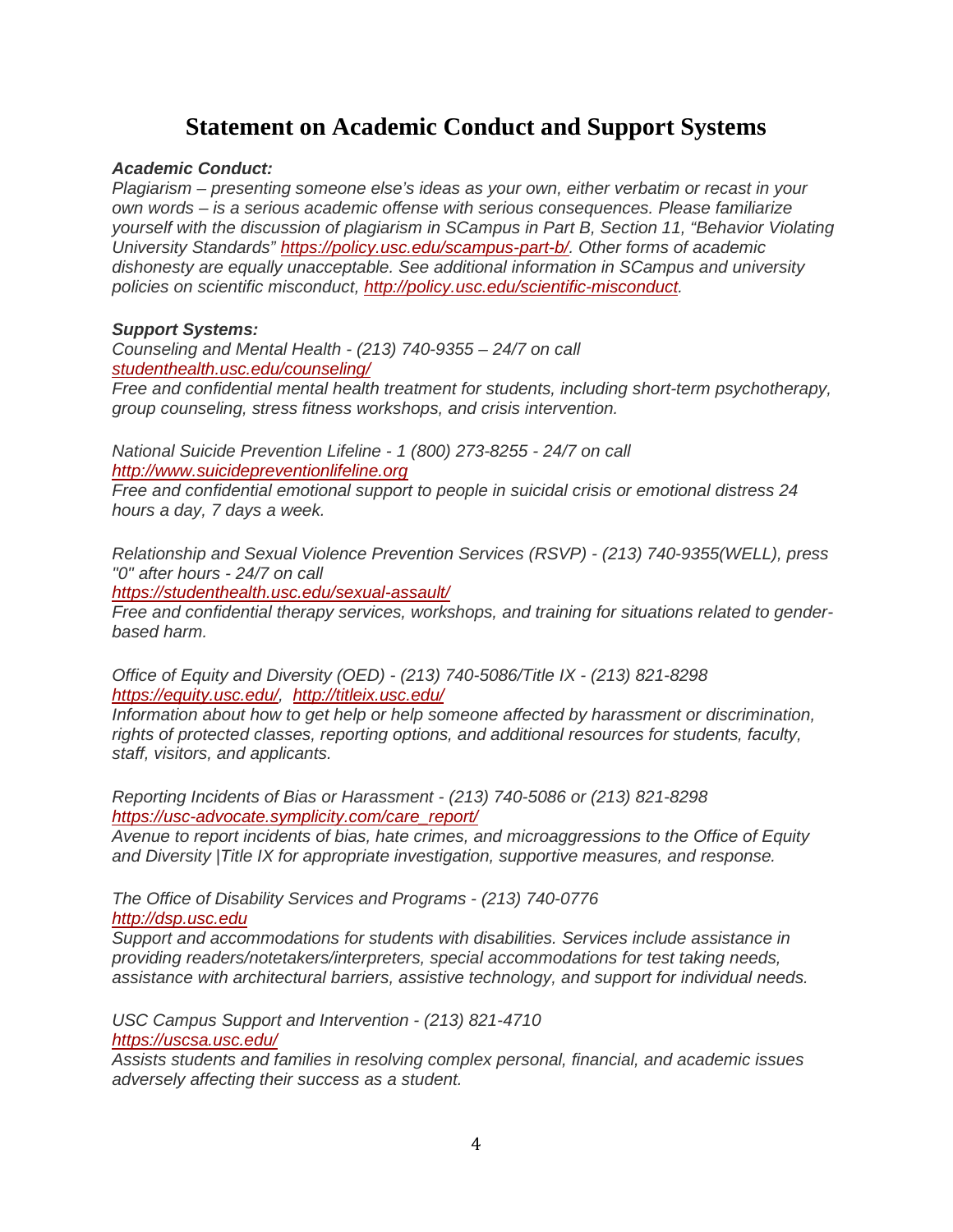# Statement on Academic Conduct and Support Systems

***Academic Conduct:***

*Plagiarism – presenting someone else's ideas as your own, either verbatim or recast in your own words – is a serious academic offense with serious consequences. Please familiarize yourself with the discussion of plagiarism in SCampus in Part B, Section 11, "Behavior Violating University Standards" [https://policy.usc.edu/scampus-part-b/](https://policy.usc.edu/scampus-part-b/). Other forms of academic dishonesty are equally unacceptable. See additional information in SCampus and university policies on scientific misconduct, [http://policy.usc.edu/scientific-misconduct](http://policy.usc.edu/scientific-misconduct).*

***Support Systems:***

*Counseling and Mental Health - (213) 740-9355 – 24/7 on call*
*[studenthealth.usc.edu/counseling/](https://studenthealth.usc.edu/counseling/)*
*Free and confidential mental health treatment for students, including short-term psychotherapy, group counseling, stress fitness workshops, and crisis intervention.*

*National Suicide Prevention Lifeline - 1 (800) 273-8255 - 24/7 on call*
*[http://www.suicidepreventionlifeline.org](http://www.suicidepreventionlifeline.org)*
*Free and confidential emotional support to people in suicidal crisis or emotional distress 24 hours a day, 7 days a week.*

*Relationship and Sexual Violence Prevention Services (RSVP) - (213) 740-9355(WELL), press "0" after hours - 24/7 on call*
*[https://studenthealth.usc.edu/sexual-assault/](https://studenthealth.usc.edu/sexual-assault/)*
*Free and confidential therapy services, workshops, and training for situations related to gender-based harm.*

*Office of Equity and Diversity (OED) - (213) 740-5086/Title IX - (213) 821-8298*
*[https://equity.usc.edu/](https://equity.usc.edu/), [http://titleix.usc.edu/](http://titleix.usc.edu/)*
*Information about how to get help or help someone affected by harassment or discrimination, rights of protected classes, reporting options, and additional resources for students, faculty, staff, visitors, and applicants.*

*Reporting Incidents of Bias or Harassment - (213) 740-5086 or (213) 821-8298*
*[https://usc-advocate.symplicity.com/care_report/](https://usc-advocate.symplicity.com/care_report/)*
*Avenue to report incidents of bias, hate crimes, and microaggressions to the Office of Equity and Diversity |Title IX for appropriate investigation, supportive measures, and response.*

*The Office of Disability Services and Programs - (213) 740-0776*
*[http://dsp.usc.edu](http://dsp.usc.edu)*
*Support and accommodations for students with disabilities. Services include assistance in providing readers/notetakers/interpreters, special accommodations for test taking needs, assistance with architectural barriers, assistive technology, and support for individual needs.*

*USC Campus Support and Intervention - (213) 821-4710*
*[https://uscsa.usc.edu/](https://uscsa.usc.edu/)*
*Assists students and families in resolving complex personal, financial, and academic issues adversely affecting their success as a student.*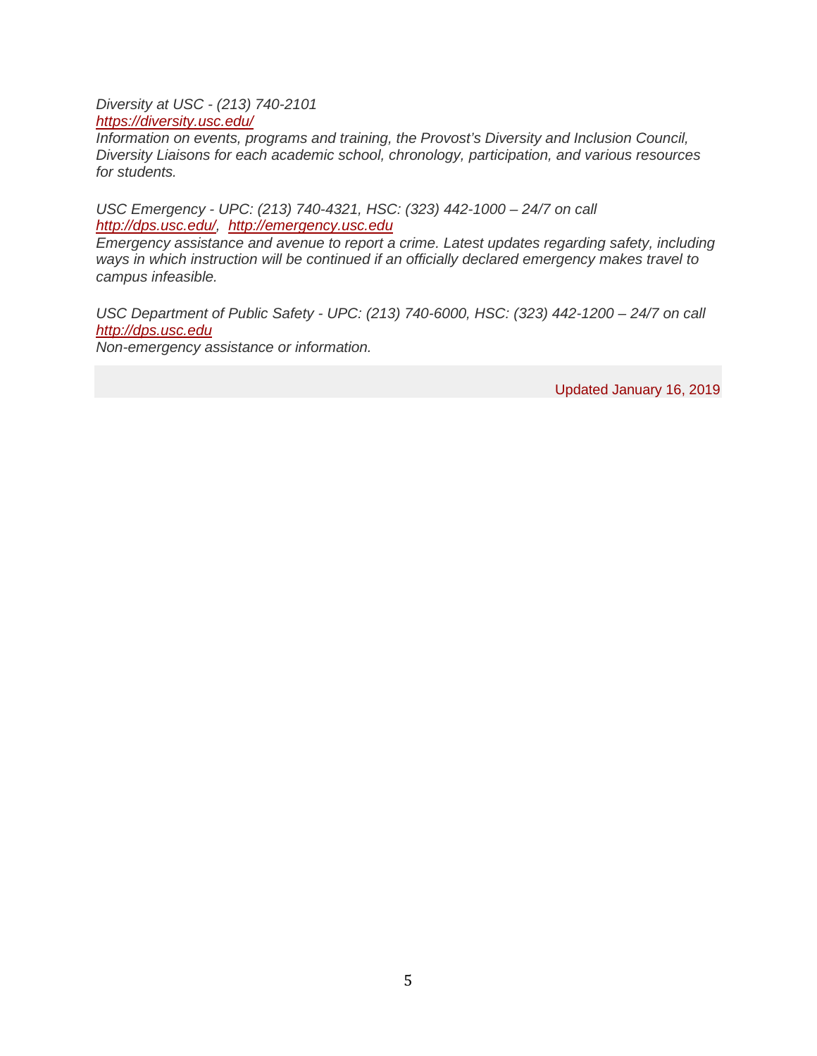*Diversity at USC - (213) 740-2101*
*https://diversity.usc.edu/*
*Information on events, programs and training, the Provost's Diversity and Inclusion Council, Diversity Liaisons for each academic school, chronology, participation, and various resources for students.*

*USC Emergency - UPC: (213) 740-4321, HSC: (323) 442-1000 – 24/7 on call*
*http://dps.usc.edu/, http://emergency.usc.edu*
*Emergency assistance and avenue to report a crime. Latest updates regarding safety, including ways in which instruction will be continued if an officially declared emergency makes travel to campus infeasible.*

*USC Department of Public Safety - UPC: (213) 740-6000, HSC: (323) 442-1200 – 24/7 on call*
*http://dps.usc.edu*
*Non-emergency assistance or information.*

Updated January 16, 2019